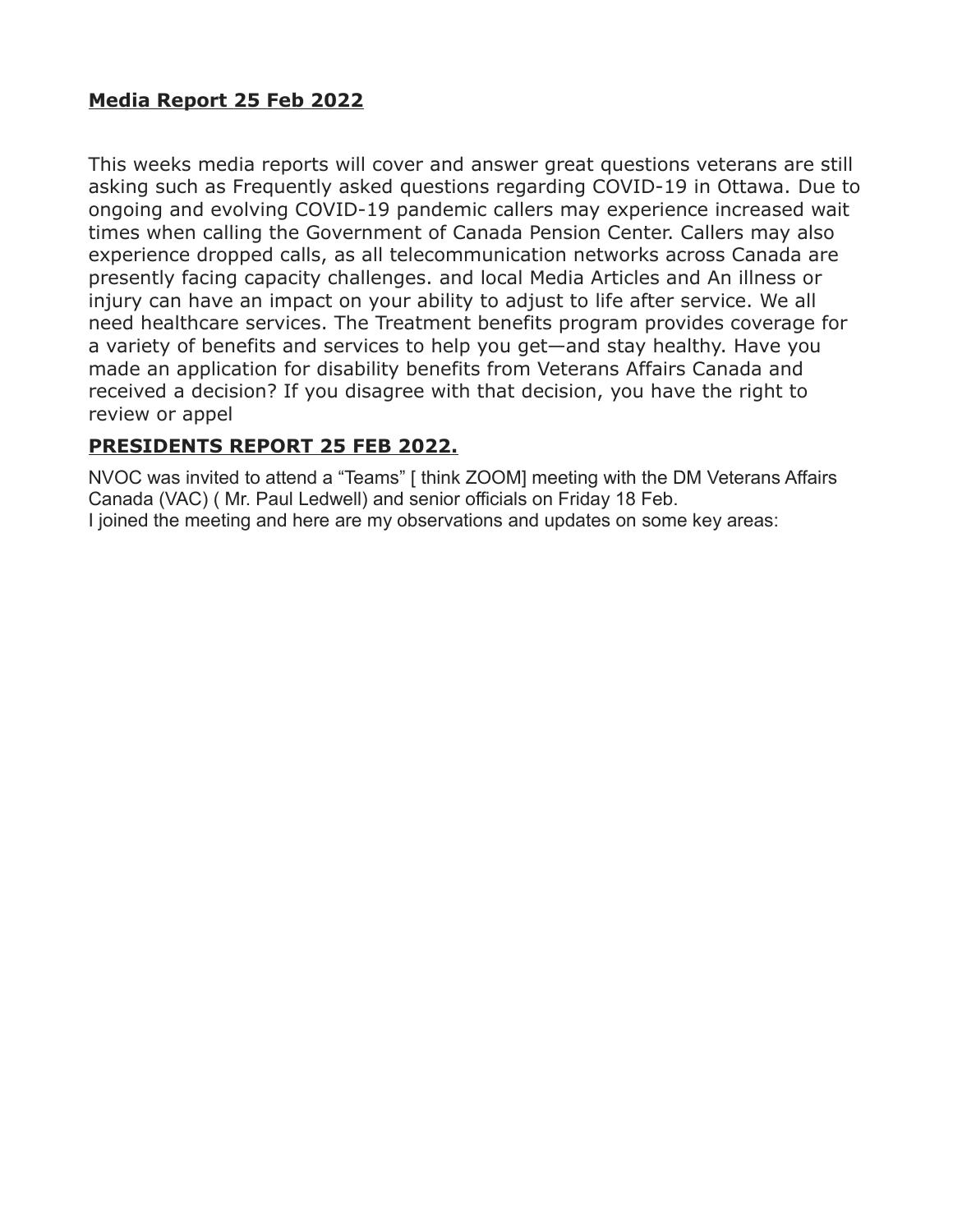**Media Report 25 Feb 2022**

This weeks media reports will cover and answer great questions veterans are still asking such as Frequently asked questions regarding COVID-19 in Ottawa. Due to ongoing and evolving COVID-19 pandemic callers may experience increased wait times when calling the Government of Canada Pension Center. Callers may also experience dropped calls, as all telecommunication networks across Canada are presently facing capacity challenges. and local Media Articles and An illness or injury can have an impact on your ability to adjust to life after service. We all need healthcare services. The Treatment benefits program provides coverage for a variety of benefits and services to help you get—and stay healthy. Have you made an application for disability benefits from Veterans Affairs Canada and received a decision? If you disagree with that decision, you have the right to review or appel

**PRESIDENTS REPORT 25 FEB 2022.**

NVOC was invited to attend a "Teams" [ think ZOOM] meeting with the DM Veterans Affairs Canada (VAC) ( Mr. Paul Ledwell) and senior officials on Friday 18 Feb.
I joined the meeting and here are my observations and updates on some key areas: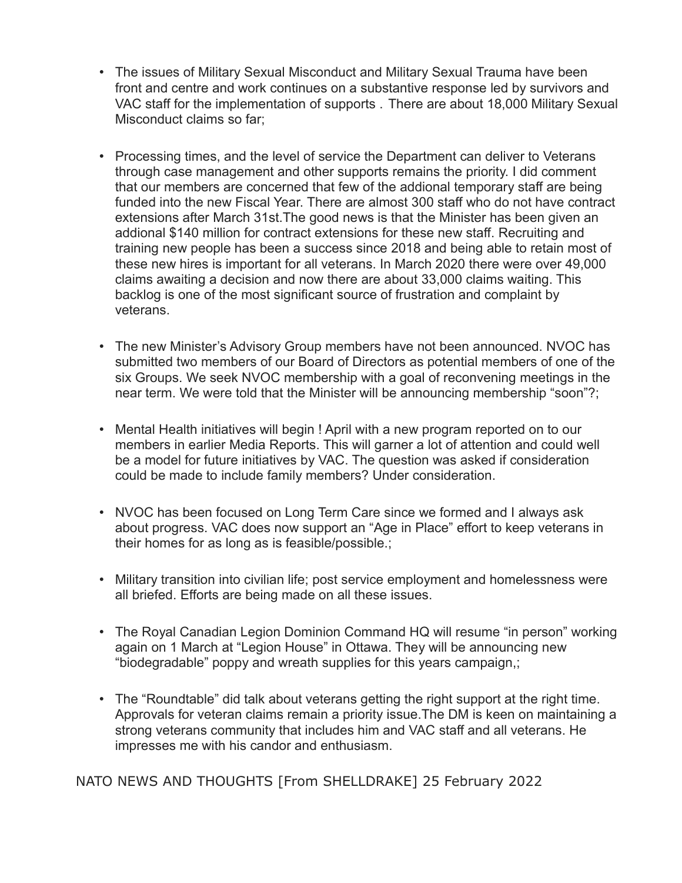- The issues of Military Sexual Misconduct and Military Sexual Trauma have been front and centre and work continues on a substantive response led by survivors and VAC staff for the implementation of supports . There are about 18,000 Military Sexual Misconduct claims so far;

- Processing times, and the level of service the Department can deliver to Veterans through case management and other supports remains the priority. I did comment that our members are concerned that few of the addional temporary staff are being funded into the new Fiscal Year. There are almost 300 staff who do not have contract extensions after March 31st.The good news is that the Minister has been given an addional $140 million for contract extensions for these new staff. Recruiting and training new people has been a success since 2018 and being able to retain most of these new hires is important for all veterans. In March 2020 there were over 49,000 claims awaiting a decision and now there are about 33,000 claims waiting. This backlog is one of the most significant source of frustration and complaint by veterans.

- The new Minister's Advisory Group members have not been announced. NVOC has submitted two members of our Board of Directors as potential members of one of the six Groups. We seek NVOC membership with a goal of reconvening meetings in the near term. We were told that the Minister will be announcing membership "soon"?;

- Mental Health initiatives will begin ! April with a new program reported on to our members in earlier Media Reports. This will garner a lot of attention and could well be a model for future initiatives by VAC. The question was asked if consideration could be made to include family members? Under consideration.

- NVOC has been focused on Long Term Care since we formed and I always ask about progress. VAC does now support an "Age in Place" effort to keep veterans in their homes for as long as is feasible/possible.;

- Military transition into civilian life; post service employment and homelessness were all briefed. Efforts are being made on all these issues.

- The Royal Canadian Legion Dominion Command HQ will resume "in person" working again on 1 March at "Legion House" in Ottawa. They will be announcing new "biodegradable" poppy and wreath supplies for this years campaign,;

- The "Roundtable" did talk about veterans getting the right support at the right time. Approvals for veteran claims remain a priority issue.The DM is keen on maintaining a strong veterans community that includes him and VAC staff and all veterans. He impresses me with his candor and enthusiasm.

NATO NEWS AND THOUGHTS [From SHELLDRAKE] 25 February 2022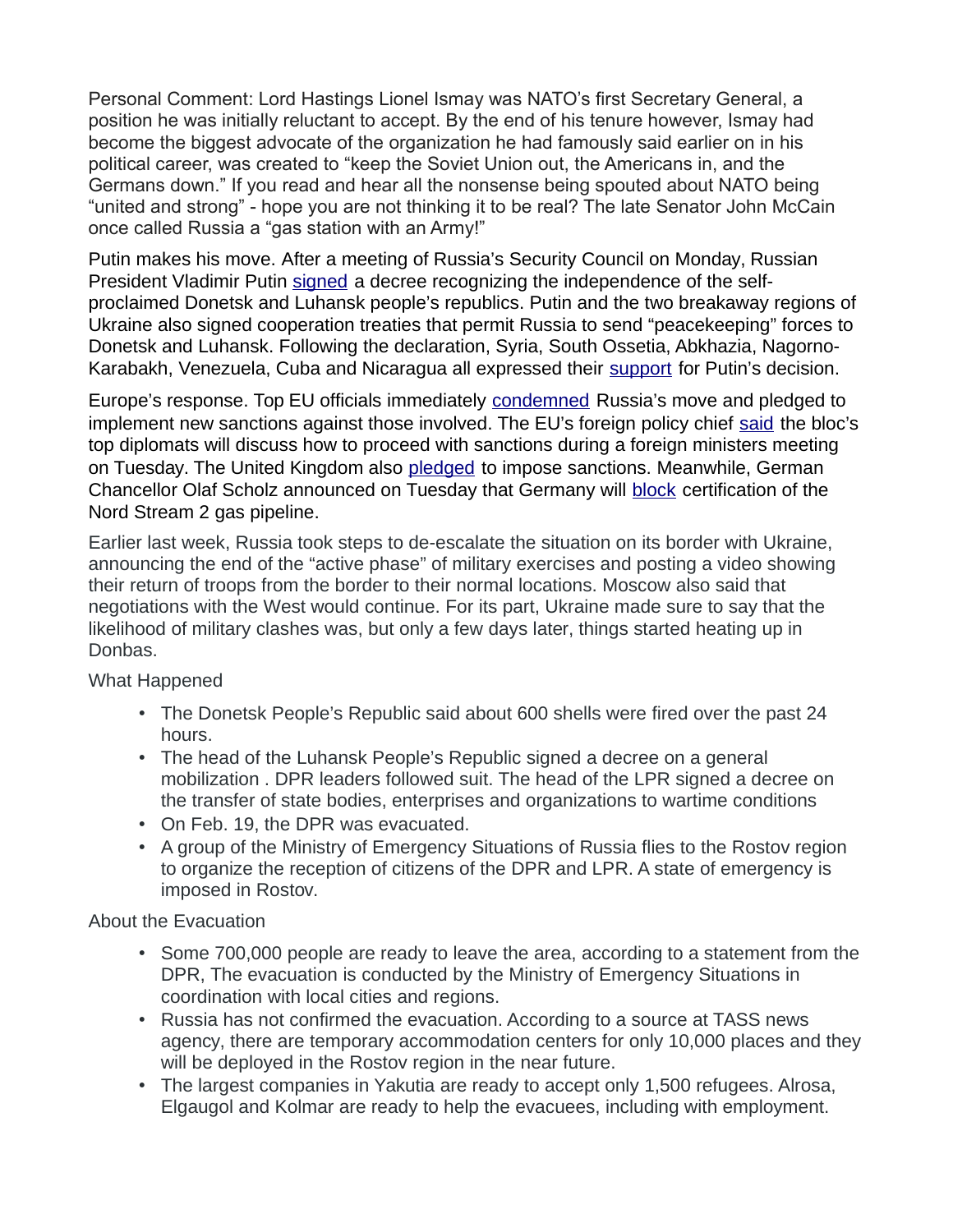Personal Comment: Lord Hastings Lionel Ismay was NATO's first Secretary General, a position he was initially reluctant to accept. By the end of his tenure however, Ismay had become the biggest advocate of the organization he had famously said earlier on in his political career, was created to "keep the Soviet Union out, the Americans in, and the Germans down." If you read and hear all the nonsense being spouted about NATO being "united and strong" - hope you are not thinking it to be real? The late Senator John McCain once called Russia a "gas station with an Army!"

Putin makes his move. After a meeting of Russia's Security Council on Monday, Russian President Vladimir Putin signed a decree recognizing the independence of the self-proclaimed Donetsk and Luhansk people's republics. Putin and the two breakaway regions of Ukraine also signed cooperation treaties that permit Russia to send "peacekeeping" forces to Donetsk and Luhansk. Following the declaration, Syria, South Ossetia, Abkhazia, Nagorno-Karabakh, Venezuela, Cuba and Nicaragua all expressed their support for Putin's decision.

Europe's response. Top EU officials immediately condemned Russia's move and pledged to implement new sanctions against those involved. The EU's foreign policy chief said the bloc's top diplomats will discuss how to proceed with sanctions during a foreign ministers meeting on Tuesday. The United Kingdom also pledged to impose sanctions. Meanwhile, German Chancellor Olaf Scholz announced on Tuesday that Germany will block certification of the Nord Stream 2 gas pipeline.

Earlier last week, Russia took steps to de-escalate the situation on its border with Ukraine, announcing the end of the "active phase" of military exercises and posting a video showing their return of troops from the border to their normal locations. Moscow also said that negotiations with the West would continue. For its part, Ukraine made sure to say that the likelihood of military clashes was, but only a few days later, things started heating up in Donbas.

What Happened

- The Donetsk People's Republic said about 600 shells were fired over the past 24 hours.
- The head of the Luhansk People's Republic signed a decree on a general mobilization . DPR leaders followed suit. The head of the LPR signed a decree on the transfer of state bodies, enterprises and organizations to wartime conditions
- On Feb. 19, the DPR was evacuated.
- A group of the Ministry of Emergency Situations of Russia flies to the Rostov region to organize the reception of citizens of the DPR and LPR. A state of emergency is imposed in Rostov.

About the Evacuation

- Some 700,000 people are ready to leave the area, according to a statement from the DPR, The evacuation is conducted by the Ministry of Emergency Situations in coordination with local cities and regions.
- Russia has not confirmed the evacuation. According to a source at TASS news agency, there are temporary accommodation centers for only 10,000 places and they will be deployed in the Rostov region in the near future.
- The largest companies in Yakutia are ready to accept only 1,500 refugees. Alrosa, Elgaugol and Kolmar are ready to help the evacuees, including with employment.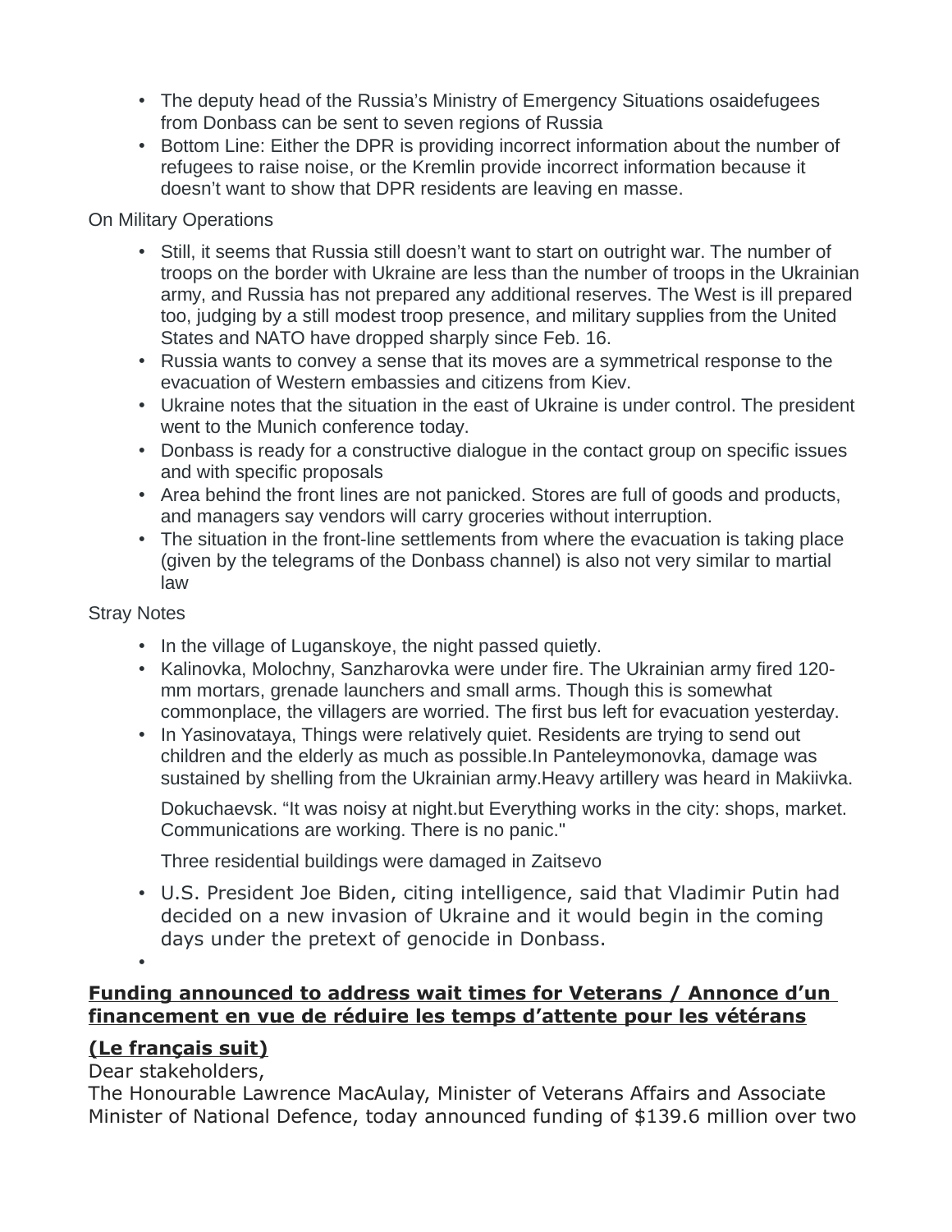- The deputy head of the Russia's Ministry of Emergency Situations osaidefugees from Donbass can be sent to seven regions of Russia
- Bottom Line: Either the DPR is providing incorrect information about the number of refugees to raise noise, or the Kremlin provide incorrect information because it doesn't want to show that DPR residents are leaving en masse.

On Military Operations

- Still, it seems that Russia still doesn't want to start on outright war. The number of troops on the border with Ukraine are less than the number of troops in the Ukrainian army, and Russia has not prepared any additional reserves. The West is ill prepared too, judging by a still modest troop presence, and military supplies from the United States and NATO have dropped sharply since Feb. 16.
- Russia wants to convey a sense that its moves are a symmetrical response to the evacuation of Western embassies and citizens from Kiev.
- Ukraine notes that the situation in the east of Ukraine is under control. The president went to the Munich conference today.
- Donbass is ready for a constructive dialogue in the contact group on specific issues and with specific proposals
- Area behind the front lines are not panicked. Stores are full of goods and products, and managers say vendors will carry groceries without interruption.
- The situation in the front-line settlements from where the evacuation is taking place (given by the telegrams of the Donbass channel) is also not very similar to martial law

Stray Notes

- In the village of Luganskoye, the night passed quietly.
- Kalinovka, Molochny, Sanzharovka were under fire. The Ukrainian army fired 120-mm mortars, grenade launchers and small arms. Though this is somewhat commonplace, the villagers are worried. The first bus left for evacuation yesterday.
- In Yasinovataya, Things were relatively quiet. Residents are trying to send out children and the elderly as much as possible.In Panteleymonovka, damage was sustained by shelling from the Ukrainian army.Heavy artillery was heard in Makiivka.

  Dokuchaevsk. "It was noisy at night.but Everything works in the city: shops, market. Communications are working. There is no panic."

  Three residential buildings were damaged in Zaitsevo
- U.S. President Joe Biden, citing intelligence, said that Vladimir Putin had decided on a new invasion of Ukraine and it would begin in the coming days under the pretext of genocide in Donbass.
- 

**Funding announced to address wait times for Veterans / Annonce d'un financement en vue de réduire les temps d'attente pour les vétérans**

**(Le français suit)**

Dear stakeholders,

The Honourable Lawrence MacAulay, Minister of Veterans Affairs and Associate Minister of National Defence, today announced funding of $139.6 million over two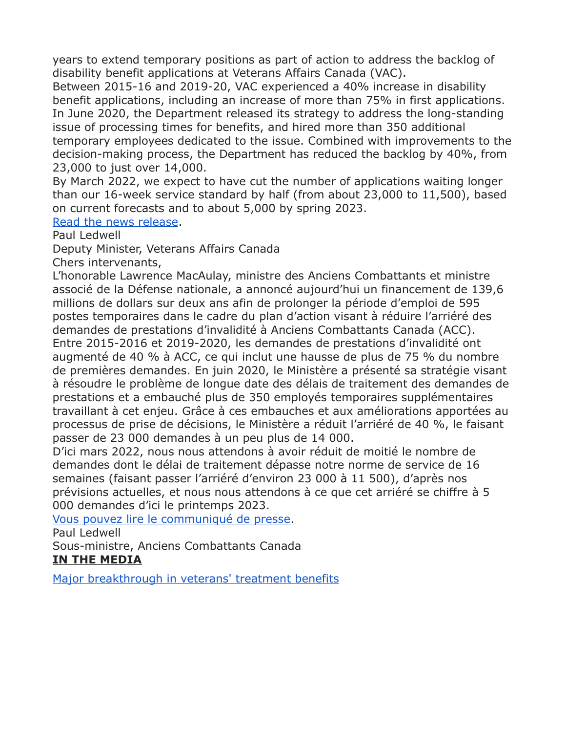years to extend temporary positions as part of action to address the backlog of disability benefit applications at Veterans Affairs Canada (VAC).

Between 2015-16 and 2019-20, VAC experienced a 40% increase in disability benefit applications, including an increase of more than 75% in first applications. In June 2020, the Department released its strategy to address the long-standing issue of processing times for benefits, and hired more than 350 additional temporary employees dedicated to the issue. Combined with improvements to the decision-making process, the Department has reduced the backlog by 40%, from 23,000 to just over 14,000.

By March 2022, we expect to have cut the number of applications waiting longer than our 16-week service standard by half (from about 23,000 to 11,500), based on current forecasts and to about 5,000 by spring 2023.

[Read the news release](#).

Paul Ledwell

Deputy Minister, Veterans Affairs Canada

Chers intervenants,

L'honorable Lawrence MacAulay, ministre des Anciens Combattants et ministre associé de la Défense nationale, a annoncé aujourd'hui un financement de 139,6 millions de dollars sur deux ans afin de prolonger la période d'emploi de 595 postes temporaires dans le cadre du plan d'action visant à réduire l'arriéré des demandes de prestations d'invalidité à Anciens Combattants Canada (ACC).

Entre 2015-2016 et 2019-2020, les demandes de prestations d'invalidité ont augmenté de 40 % à ACC, ce qui inclut une hausse de plus de 75 % du nombre de premières demandes. En juin 2020, le Ministère a présenté sa stratégie visant à résoudre le problème de longue date des délais de traitement des demandes de prestations et a embauché plus de 350 employés temporaires supplémentaires travaillant à cet enjeu. Grâce à ces embauches et aux améliorations apportées au processus de prise de décisions, le Ministère a réduit l'arriéré de 40 %, le faisant passer de 23 000 demandes à un peu plus de 14 000.

D'ici mars 2022, nous nous attendons à avoir réduit de moitié le nombre de demandes dont le délai de traitement dépasse notre norme de service de 16 semaines (faisant passer l'arriéré d'environ 23 000 à 11 500), d'après nos prévisions actuelles, et nous nous attendons à ce que cet arriéré se chiffre à 5 000 demandes d'ici le printemps 2023.

[Vous pouvez lire le communiqué de presse](#).

Paul Ledwell

Sous-ministre, Anciens Combattants Canada

**IN THE MEDIA**

[Major breakthrough in veterans' treatment benefits](#)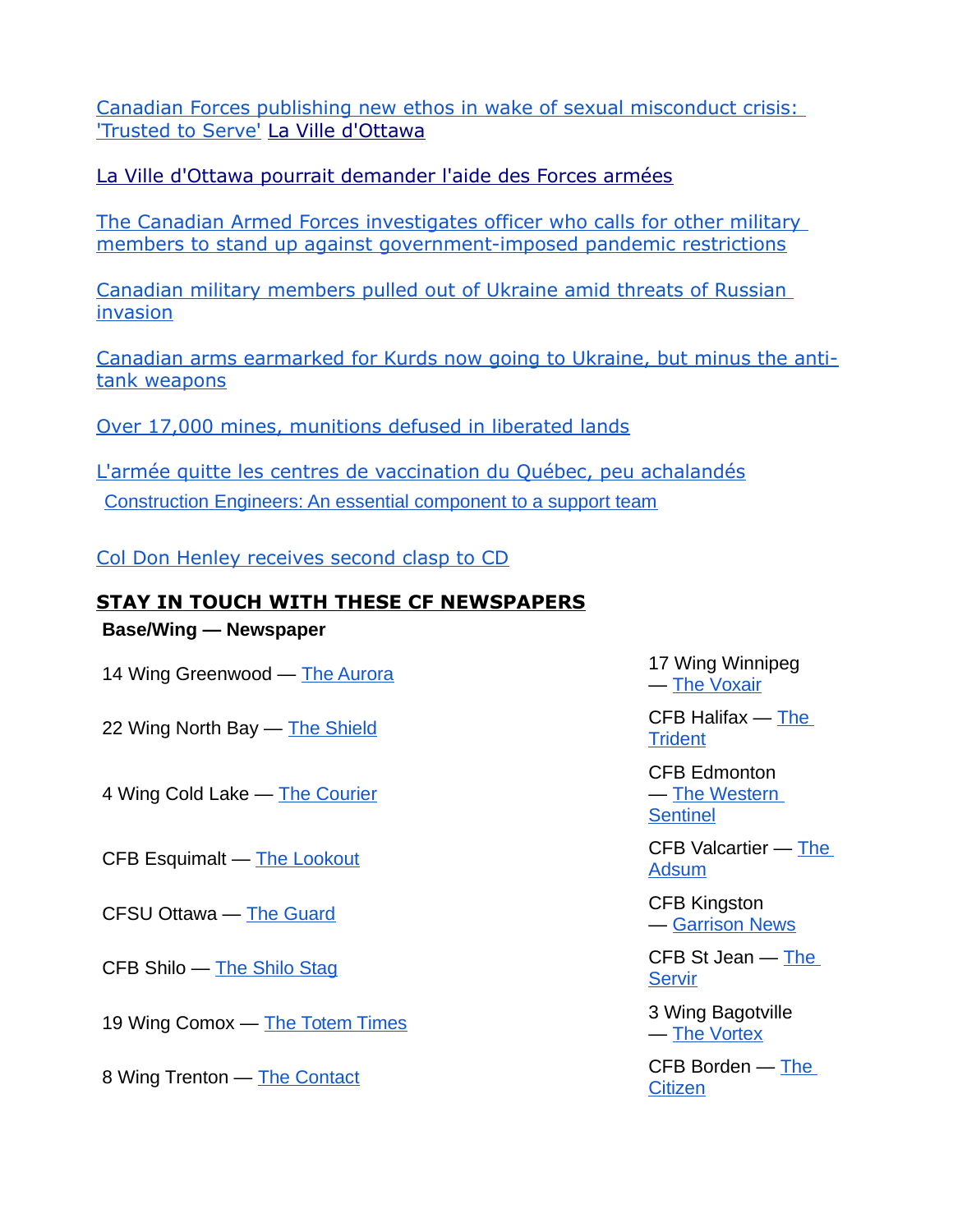Canadian Forces publishing new ethos in wake of sexual misconduct crisis: 'Trusted to Serve' La Ville d'Ottawa

La Ville d'Ottawa pourrait demander l'aide des Forces armées

The Canadian Armed Forces investigates officer who calls for other military members to stand up against government-imposed pandemic restrictions

Canadian military members pulled out of Ukraine amid threats of Russian invasion

Canadian arms earmarked for Kurds now going to Ukraine, but minus the anti-tank weapons

Over 17,000 mines, munitions defused in liberated lands

L'armée quitte les centres de vaccination du Québec, peu achalandés

Construction Engineers: An essential component to a support team

Col Don Henley receives second clasp to CD

## STAY IN TOUCH WITH THESE CF NEWSPAPERS

**Base/Wing — Newspaper**

- 14 Wing Greenwood — The Aurora
- 22 Wing North Bay — The Shield
- 4 Wing Cold Lake — The Courier
- CFB Esquimalt — The Lookout
- CFSU Ottawa — The Guard
- CFB Shilo — The Shilo Stag
- 19 Wing Comox — The Totem Times
- 8 Wing Trenton — The Contact
- 17 Wing Winnipeg — The Voxair
- CFB Halifax — The Trident
- CFB Edmonton — The Western Sentinel
- CFB Valcartier — The Adsum
- CFB Kingston — Garrison News
- CFB St Jean — The Servir
- 3 Wing Bagotville — The Vortex
- CFB Borden — The Citizen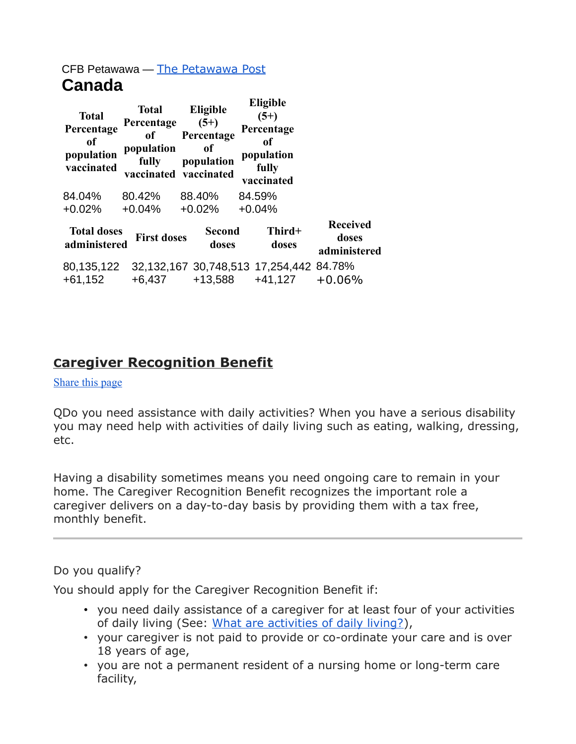CFB Petawawa — The Petawawa Post

# Canada

| Total Percentage of population vaccinated | Total Percentage of population fully vaccinated | Eligible (5+) Percentage of population vaccinated | Eligible (5+) Percentage of population fully vaccinated |
|---|---|---|---|
| 84.04% +0.02% | 80.42% +0.04% | 88.40% +0.02% | 84.59% +0.04% |

| Total doses administered | First doses | Second doses | Third+ doses | Received doses administered |
|---|---|---|---|---|
| 80,135,122 +61,152 | 32,132,167 +6,437 | 30,748,513 +13,588 | 17,254,442 +41,127 | 84.78% +0.06% |

## Caregiver Recognition Benefit

Share this page

QDo you need assistance with daily activities? When you have a serious disability you may need help with activities of daily living such as eating, walking, dressing, etc.

Having a disability sometimes means you need ongoing care to remain in your home. The Caregiver Recognition Benefit recognizes the important role a caregiver delivers on a day-to-day basis by providing them with a tax free, monthly benefit.

---

Do you qualify?

You should apply for the Caregiver Recognition Benefit if:

- you need daily assistance of a caregiver for at least four of your activities of daily living (See: What are activities of daily living?),
- your caregiver is not paid to provide or co-ordinate your care and is over 18 years of age,
- you are not a permanent resident of a nursing home or long-term care facility,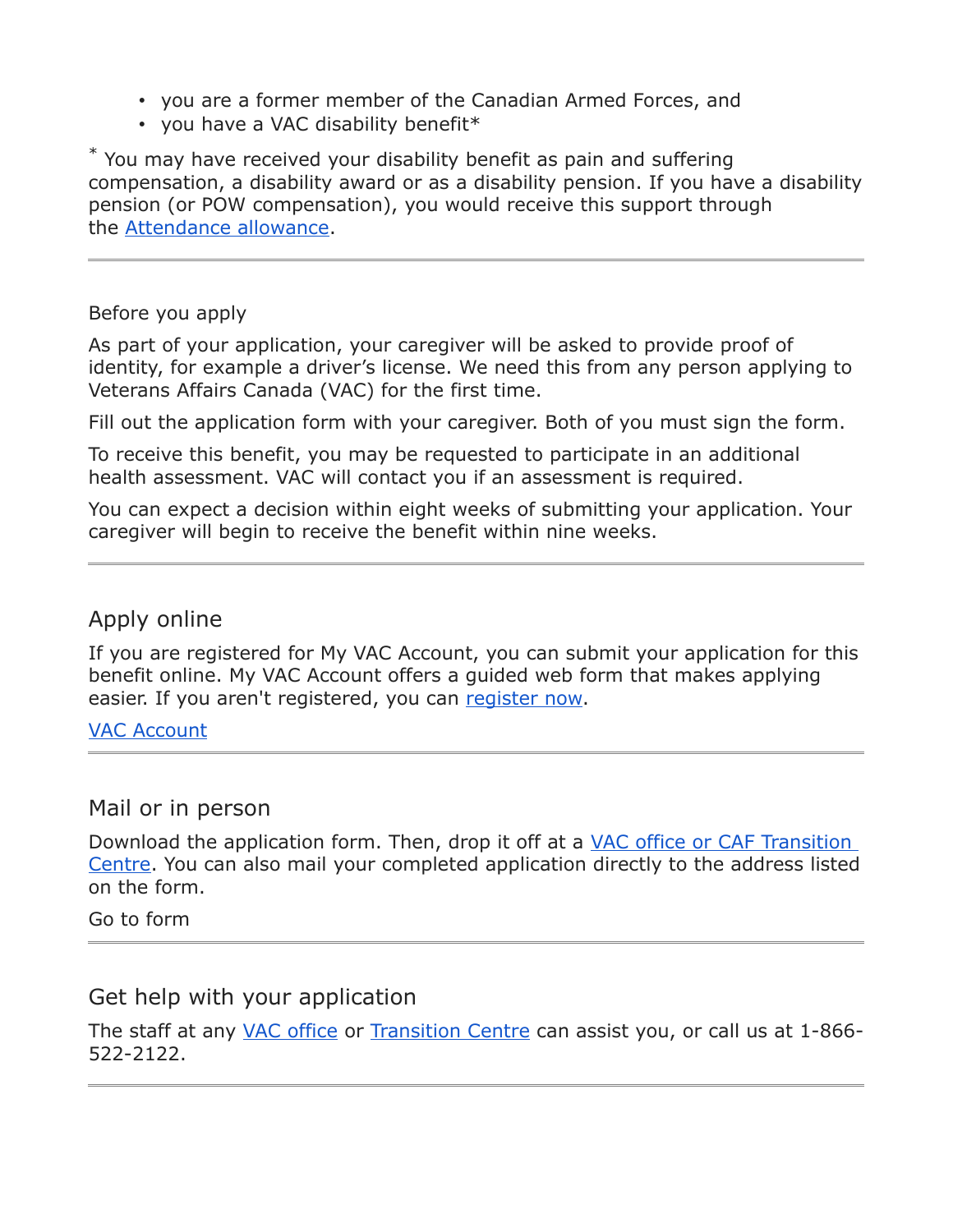- you are a former member of the Canadian Armed Forces, and
- you have a VAC disability benefit*

* You may have received your disability benefit as pain and suffering compensation, a disability award or as a disability pension. If you have a disability pension (or POW compensation), you would receive this support through the [Attendance allowance](#).

---

Before you apply

As part of your application, your caregiver will be asked to provide proof of identity, for example a driver's license. We need this from any person applying to Veterans Affairs Canada (VAC) for the first time.

Fill out the application form with your caregiver. Both of you must sign the form.

To receive this benefit, you may be requested to participate in an additional health assessment. VAC will contact you if an assessment is required.

You can expect a decision within eight weeks of submitting your application. Your caregiver will begin to receive the benefit within nine weeks.

---

## Apply online

If you are registered for My VAC Account, you can submit your application for this benefit online. My VAC Account offers a guided web form that makes applying easier. If you aren't registered, you can [register now](#).

[VAC Account](#)

---

## Mail or in person

Download the application form. Then, drop it off at a [VAC office or CAF Transition Centre](#). You can also mail your completed application directly to the address listed on the form.

Go to form

---

## Get help with your application

The staff at any [VAC office](#) or [Transition Centre](#) can assist you, or call us at 1-866-522-2122.

---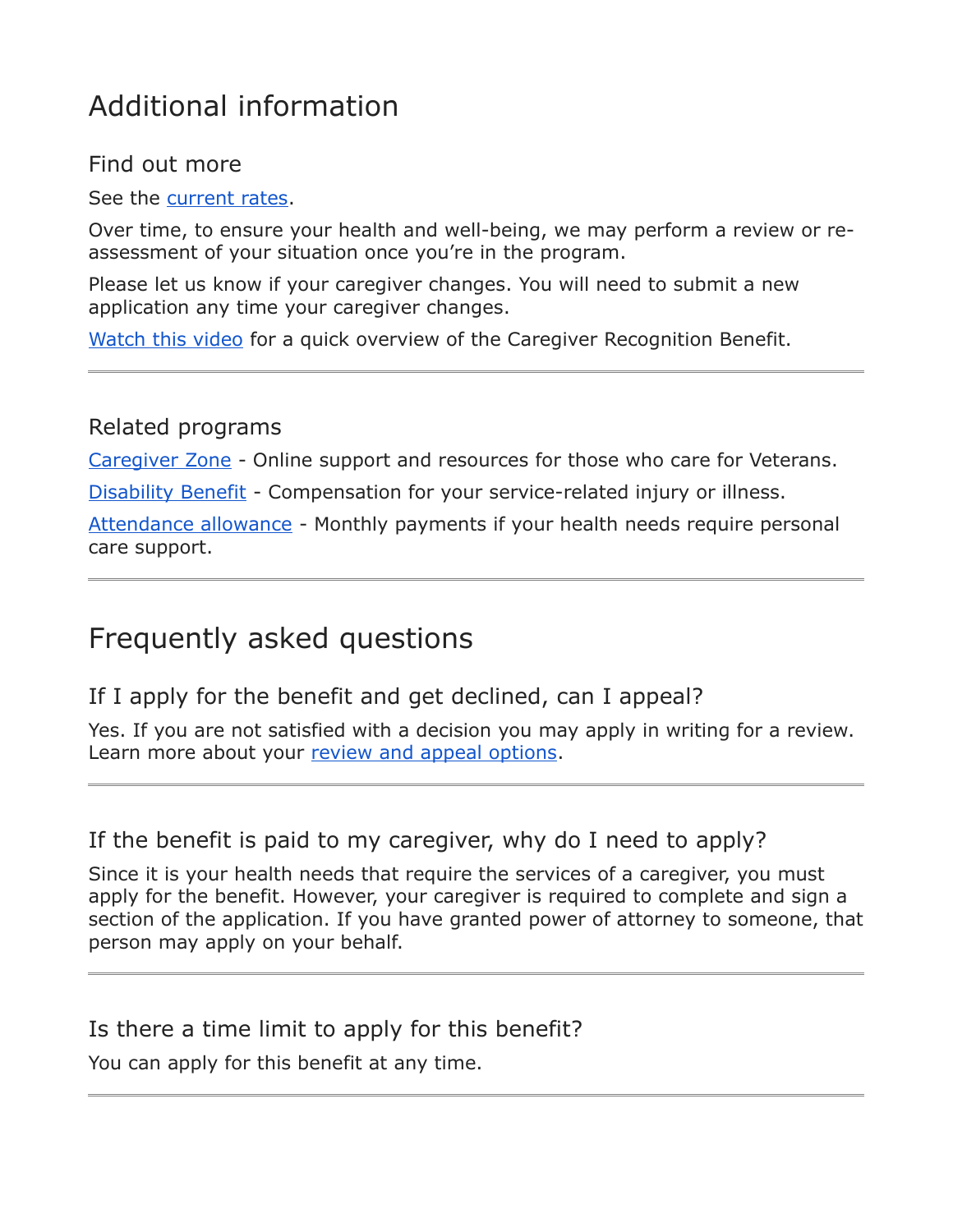## Additional information

### Find out more

See the current rates.

Over time, to ensure your health and well-being, we may perform a review or re-assessment of your situation once you're in the program.

Please let us know if your caregiver changes. You will need to submit a new application any time your caregiver changes.

Watch this video for a quick overview of the Caregiver Recognition Benefit.

---

### Related programs

Caregiver Zone - Online support and resources for those who care for Veterans.

Disability Benefit - Compensation for your service-related injury or illness.

Attendance allowance - Monthly payments if your health needs require personal care support.

---

## Frequently asked questions

### If I apply for the benefit and get declined, can I appeal?

Yes. If you are not satisfied with a decision you may apply in writing for a review. Learn more about your review and appeal options.

---

### If the benefit is paid to my caregiver, why do I need to apply?

Since it is your health needs that require the services of a caregiver, you must apply for the benefit. However, your caregiver is required to complete and sign a section of the application. If you have granted power of attorney to someone, that person may apply on your behalf.

---

### Is there a time limit to apply for this benefit?

You can apply for this benefit at any time.

---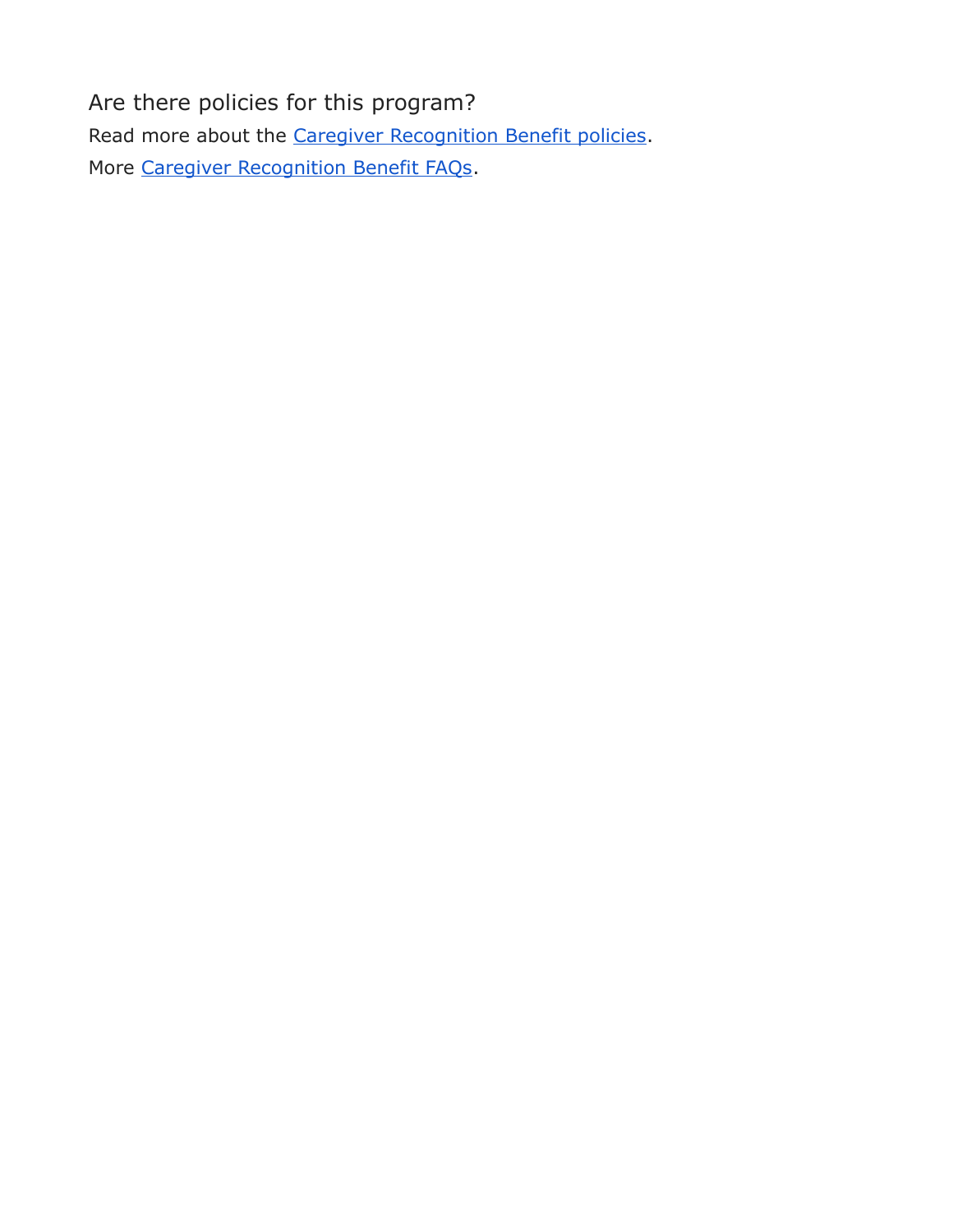### Are there policies for this program?

Read more about the Caregiver Recognition Benefit policies.

More Caregiver Recognition Benefit FAQs.